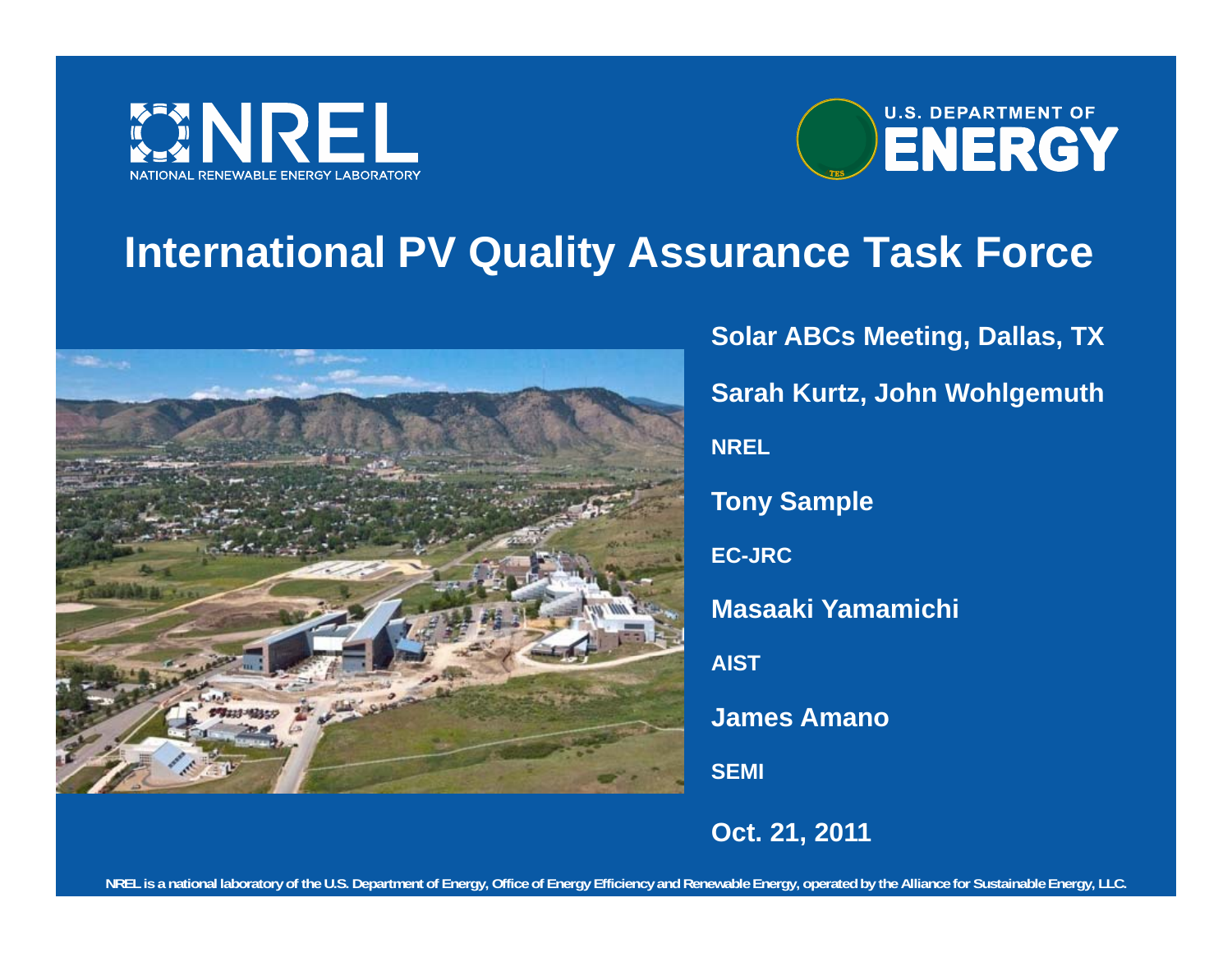# International PV Quality Assurance Task Force

**Solar ABCs Meeting, Dallas, TX**

**Sarah Kurtz, John Wohlgemuth**

**NREL**

**Tony Sample**

**EC-JRC**

**Masaaki Yamamichi**

**AIST**

**James Amano**

**SEMI**

**Oct. 21, 2011**

NREL is a national laboratory of the U.S. Department of Energy, Office of Energy Efficiency and Renewable Energy, operated by the Alliance for Sustainable Energy, LLC.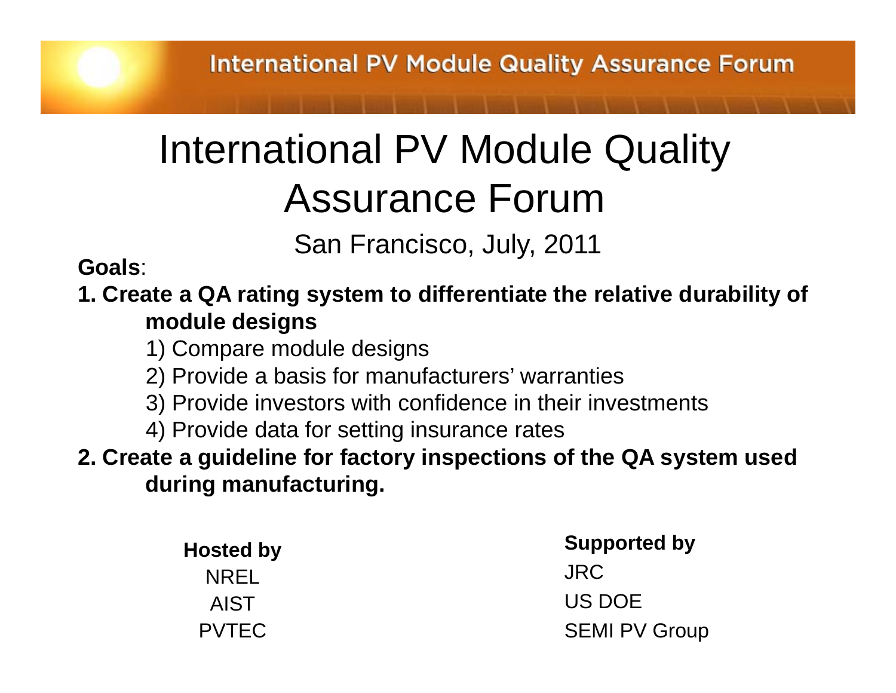# International PV Module Quality Assurance Forum

San Francisco, July, 2011

**Goals**:

**1. Create a QA rating system to differentiate the relative durability of module designs**

1) Compare module designs
2) Provide a basis for manufacturers' warranties
3) Provide investors with confidence in their investments
4) Provide data for setting insurance rates

**2. Create a guideline for factory inspections of the QA system used during manufacturing.**

**Hosted by**

NREL

AIST

PVTEC

**Supported by**

JRC

US DOE

SEMI PV Group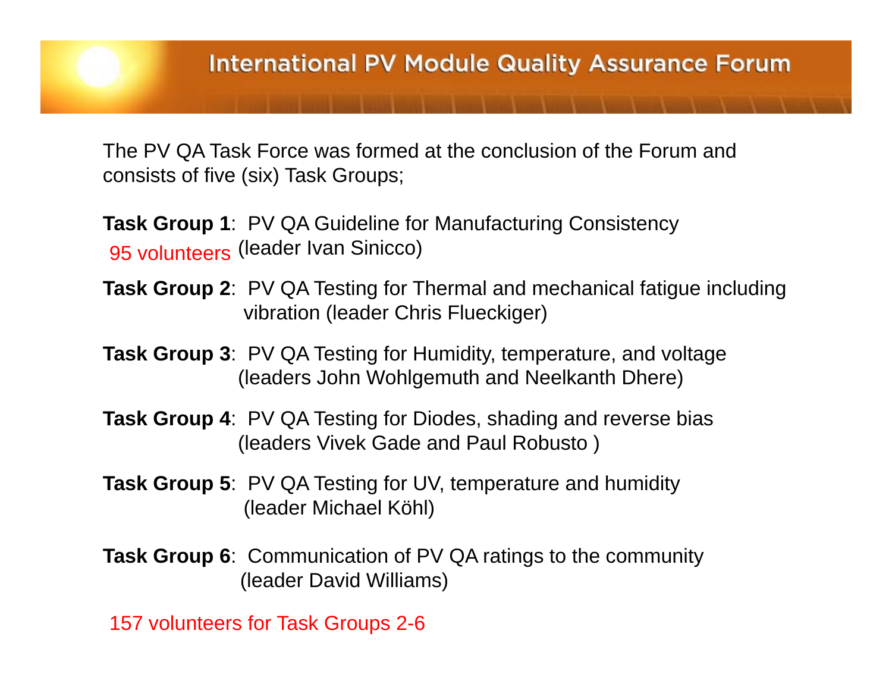# International PV Module Quality Assurance Forum

The PV QA Task Force was formed at the conclusion of the Forum and consists of five (six) Task Groups;

**Task Group 1**: PV QA Guideline for Manufacturing Consistency (leader Ivan Sinicco)

95 volunteers

**Task Group 2**: PV QA Testing for Thermal and mechanical fatigue including vibration (leader Chris Flueckiger)

**Task Group 3**: PV QA Testing for Humidity, temperature, and voltage (leaders John Wohlgemuth and Neelkanth Dhere)

**Task Group 4**: PV QA Testing for Diodes, shading and reverse bias (leaders Vivek Gade and Paul Robusto )

**Task Group 5**: PV QA Testing for UV, temperature and humidity (leader Michael Köhl)

**Task Group 6**: Communication of PV QA ratings to the community (leader David Williams)

157 volunteers for Task Groups 2-6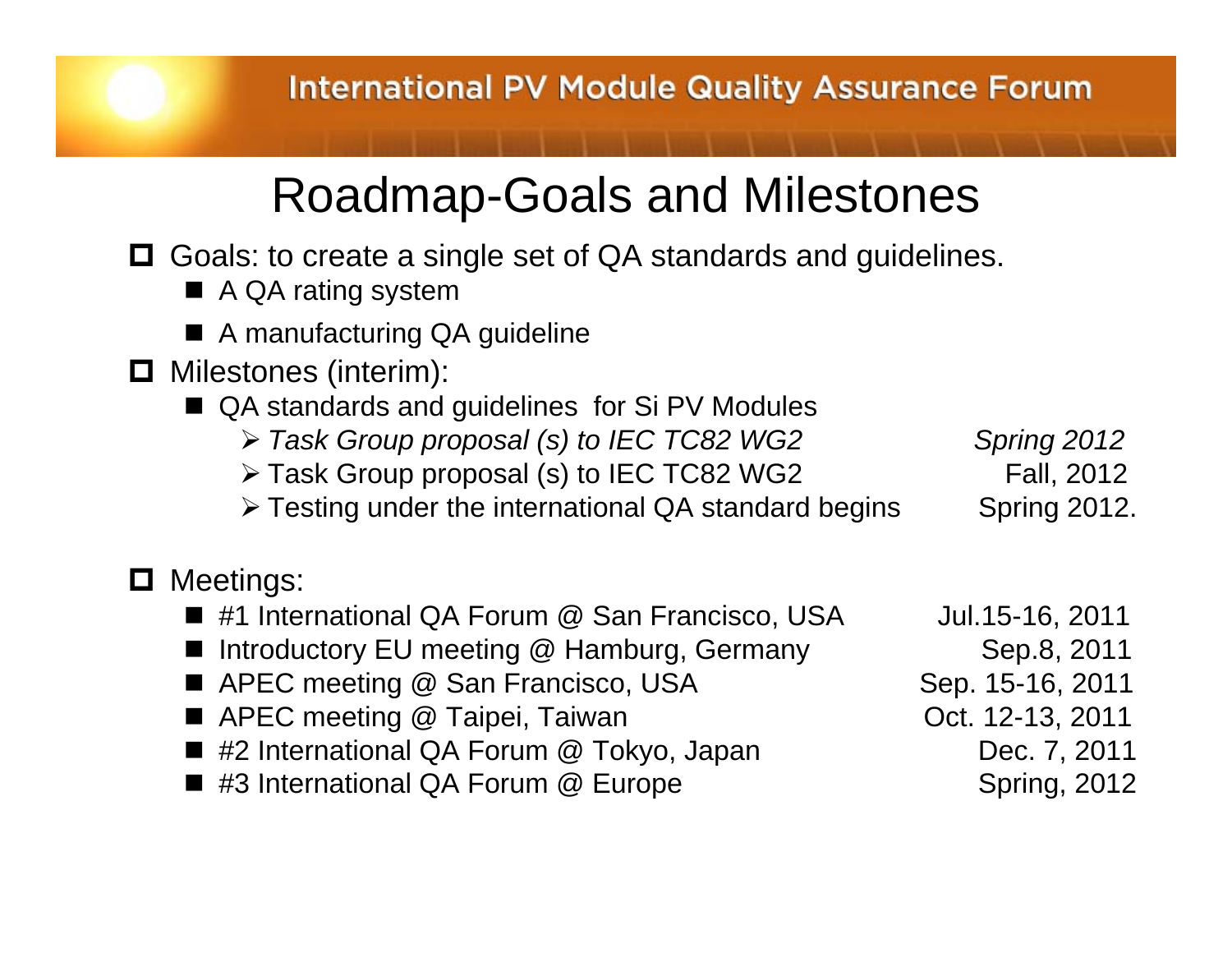International PV Module Quality Assurance Forum

# Roadmap-Goals and Milestones

- Goals: to create a single set of QA standards and guidelines.
  - A QA rating system
  - A manufacturing QA guideline
- Milestones (interim):
  - QA standards and guidelines for Si PV Modules
    - *Task Group proposal (s) to IEC TC82 WG2* — *Spring 2012*
    - Task Group proposal (s) to IEC TC82 WG2 — Fall, 2012
    - Testing under the international QA standard begins — Spring 2012.

- Meetings:
  - #1 International QA Forum @ San Francisco, USA — Jul.15-16, 2011
  - Introductory EU meeting @ Hamburg, Germany — Sep.8, 2011
  - APEC meeting @ San Francisco, USA — Sep. 15-16, 2011
  - APEC meeting @ Taipei, Taiwan — Oct. 12-13, 2011
  - #2 International QA Forum @ Tokyo, Japan — Dec. 7, 2011
  - #3 International QA Forum @ Europe — Spring, 2012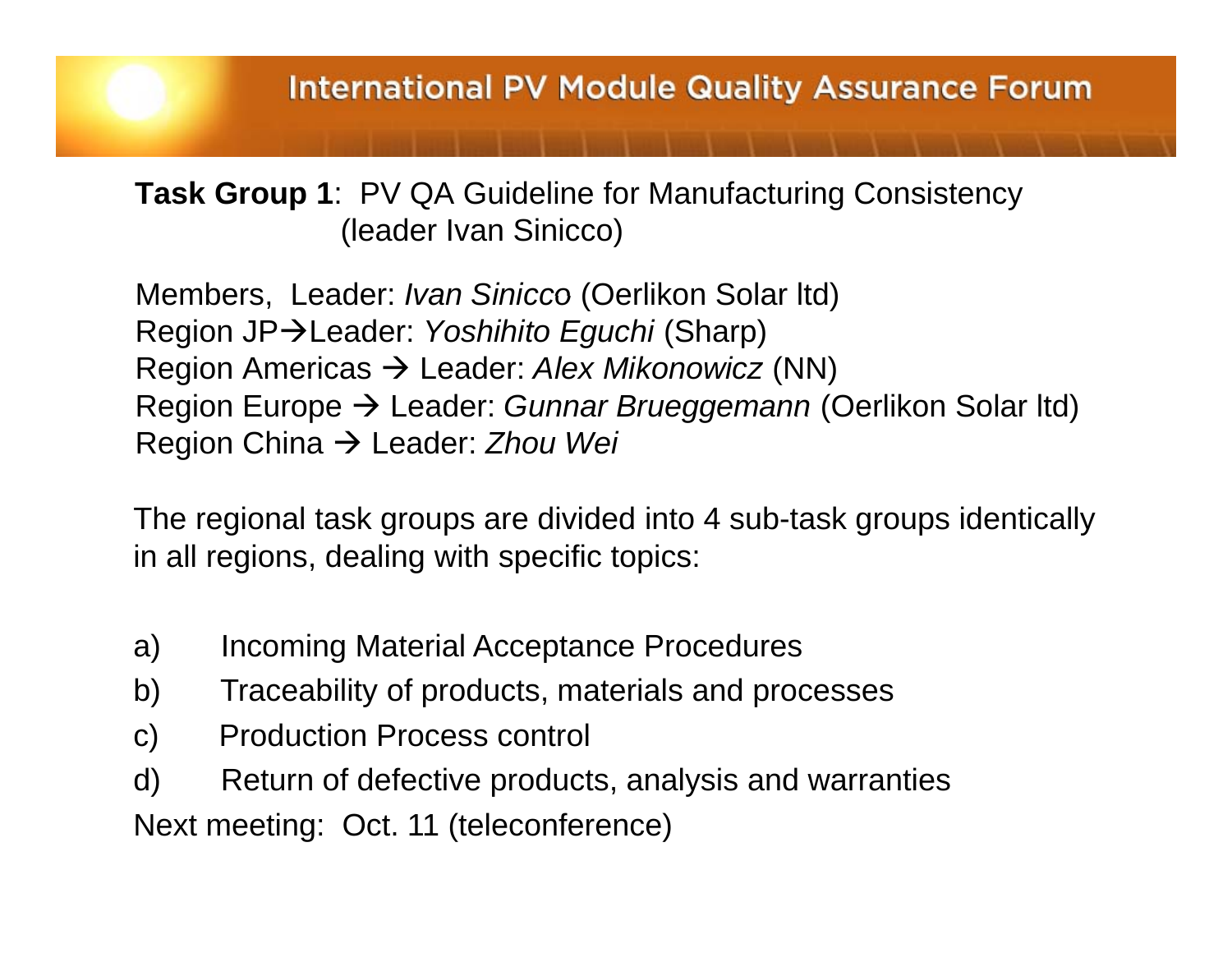**Task Group 1**: PV QA Guideline for Manufacturing Consistency (leader Ivan Sinicco)

Members, Leader: *Ivan Sinicco* (Oerlikon Solar ltd)
Region JP→Leader: *Yoshihito Eguchi* (Sharp)
Region Americas → Leader: *Alex Mikonowicz* (NN)
Region Europe → Leader: *Gunnar Brueggemann* (Oerlikon Solar ltd)
Region China → Leader: *Zhou Wei*

The regional task groups are divided into 4 sub-task groups identically in all regions, dealing with specific topics:

a) Incoming Material Acceptance Procedures
b) Traceability of products, materials and processes
c) Production Process control
d) Return of defective products, analysis and warranties

Next meeting: Oct. 11 (teleconference)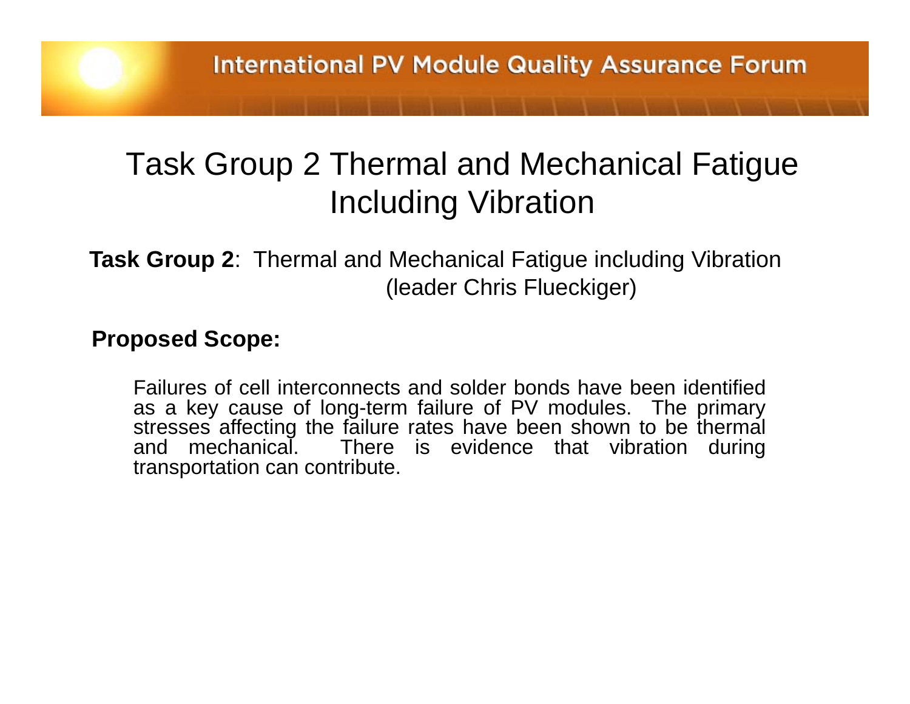# Task Group 2 Thermal and Mechanical Fatigue Including Vibration

**Task Group 2**: Thermal and Mechanical Fatigue including Vibration (leader Chris Flueckiger)

**Proposed Scope:**

Failures of cell interconnects and solder bonds have been identified as a key cause of long-term failure of PV modules. The primary stresses affecting the failure rates have been shown to be thermal and mechanical. There is evidence that vibration during transportation can contribute.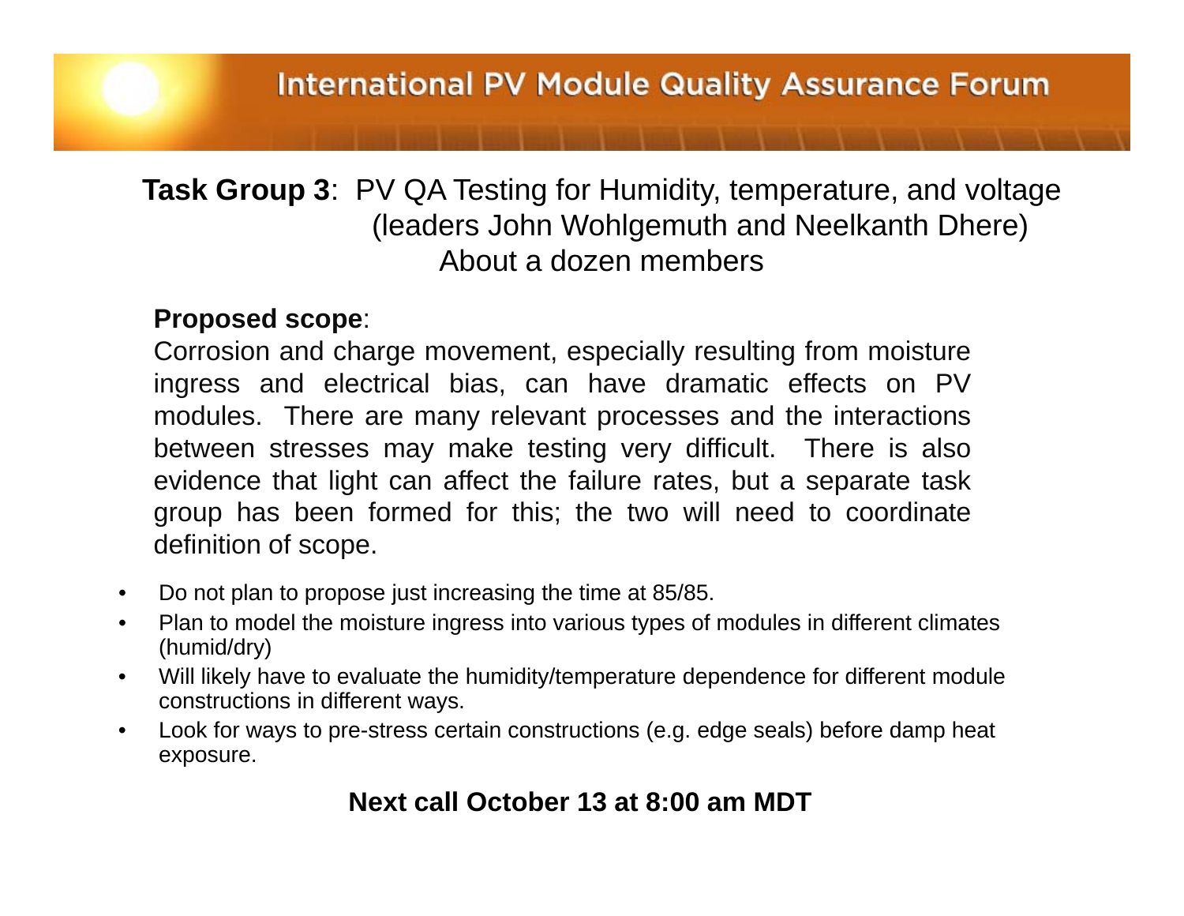# International PV Module Quality Assurance Forum

**Task Group 3**: PV QA Testing for Humidity, temperature, and voltage (leaders John Wohlgemuth and Neelkanth Dhere)

About a dozen members

**Proposed scope**:

Corrosion and charge movement, especially resulting from moisture ingress and electrical bias, can have dramatic effects on PV modules. There are many relevant processes and the interactions between stresses may make testing very difficult. There is also evidence that light can affect the failure rates, but a separate task group has been formed for this; the two will need to coordinate definition of scope.

- Do not plan to propose just increasing the time at 85/85.
- Plan to model the moisture ingress into various types of modules in different climates (humid/dry)
- Will likely have to evaluate the humidity/temperature dependence for different module constructions in different ways.
- Look for ways to pre-stress certain constructions (e.g. edge seals) before damp heat exposure.

**Next call October 13 at 8:00 am MDT**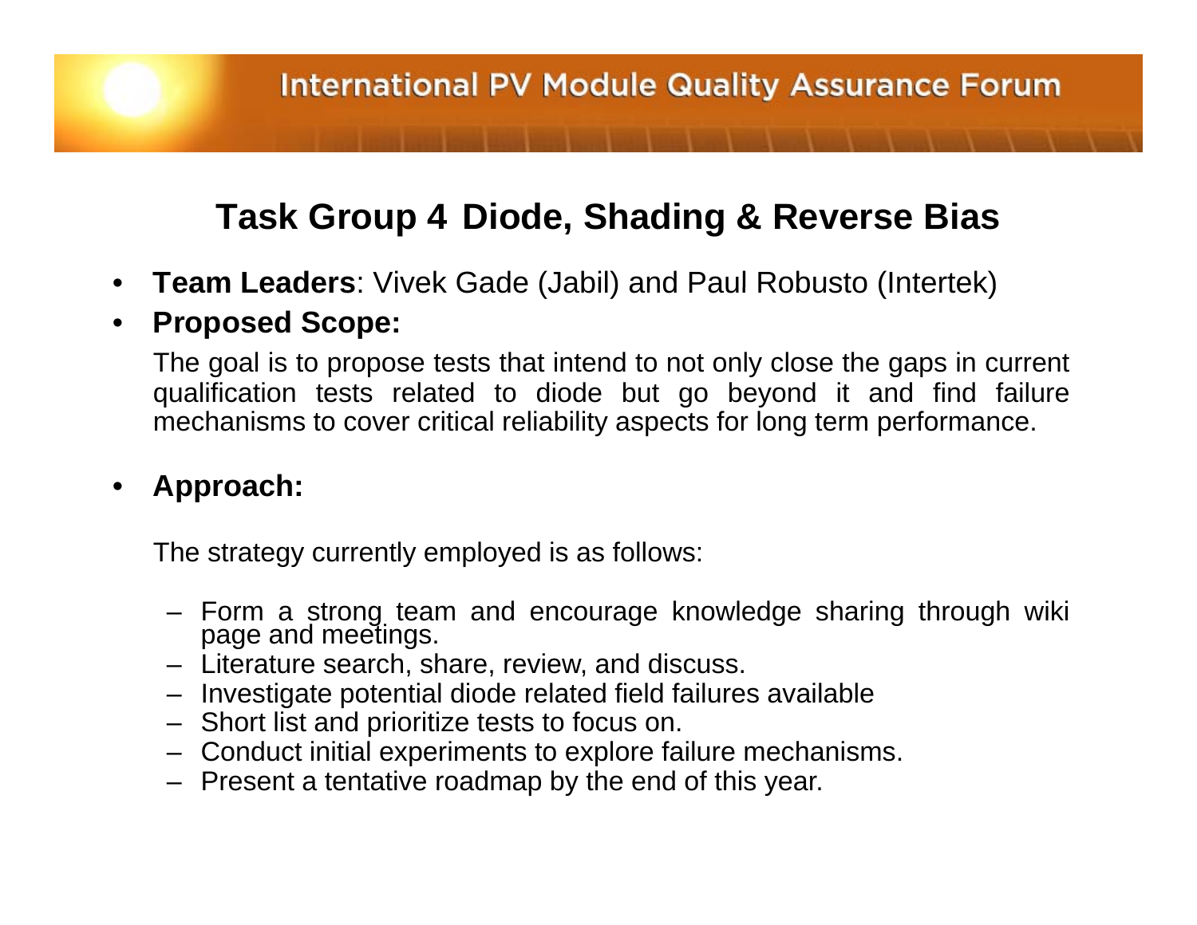International PV Module Quality Assurance Forum

# Task Group 4 Diode, Shading & Reverse Bias

- **Team Leaders**: Vivek Gade (Jabil) and Paul Robusto (Intertek)
- **Proposed Scope:**

  The goal is to propose tests that intend to not only close the gaps in current qualification tests related to diode but go beyond it and find failure mechanisms to cover critical reliability aspects for long term performance.

- **Approach:**

  The strategy currently employed is as follows:

  – Form a strong team and encourage knowledge sharing through wiki page and meetings.
  – Literature search, share, review, and discuss.
  – Investigate potential diode related field failures available
  – Short list and prioritize tests to focus on.
  – Conduct initial experiments to explore failure mechanisms.
  – Present a tentative roadmap by the end of this year.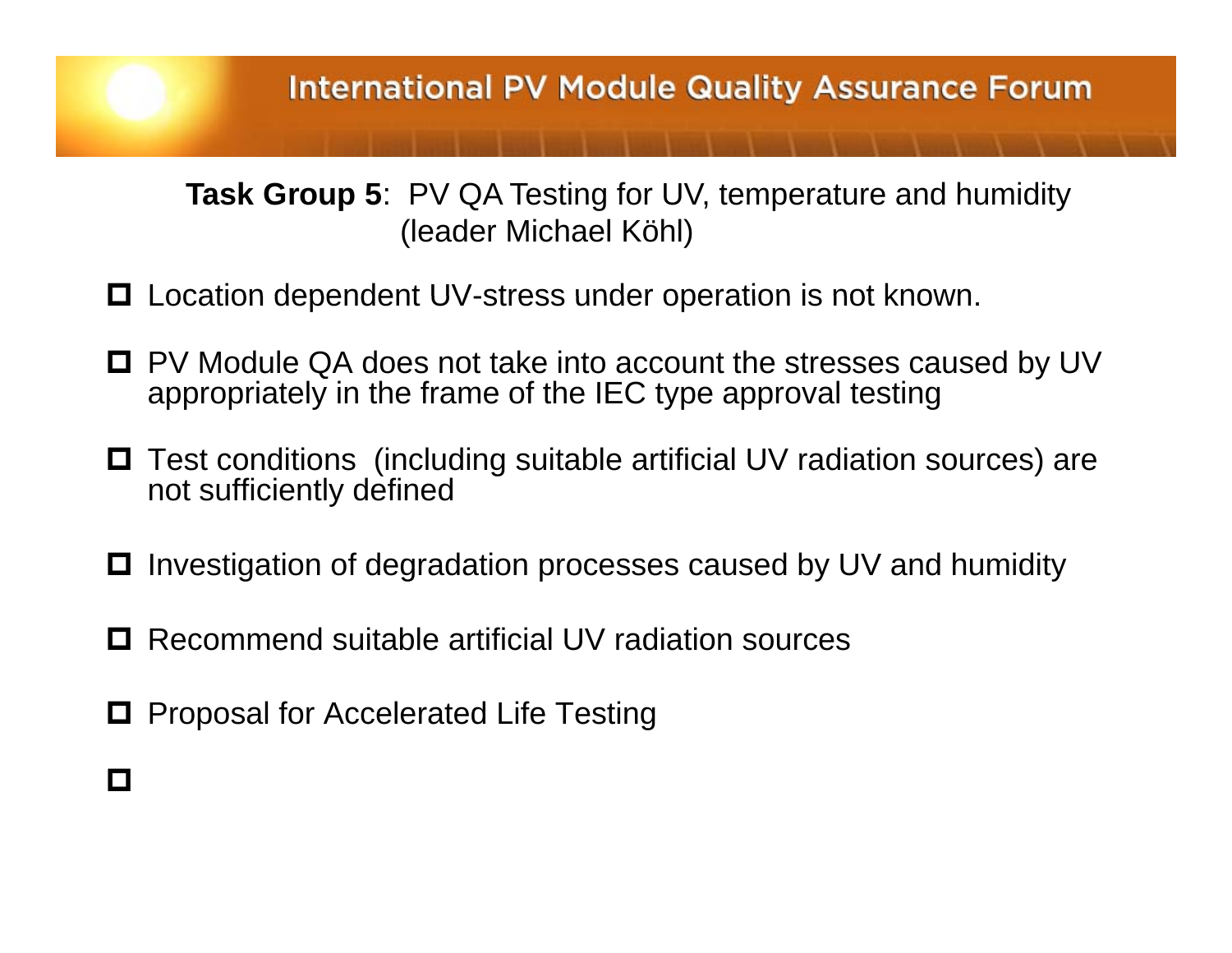# International PV Module Quality Assurance Forum

**Task Group 5**: PV QA Testing for UV, temperature and humidity
(leader Michael Köhl)

- Location dependent UV-stress under operation is not known.
- PV Module QA does not take into account the stresses caused by UV appropriately in the frame of the IEC type approval testing
- Test conditions (including suitable artificial UV radiation sources) are not sufficiently defined
- Investigation of degradation processes caused by UV and humidity
- Recommend suitable artificial UV radiation sources
- Proposal for Accelerated Life Testing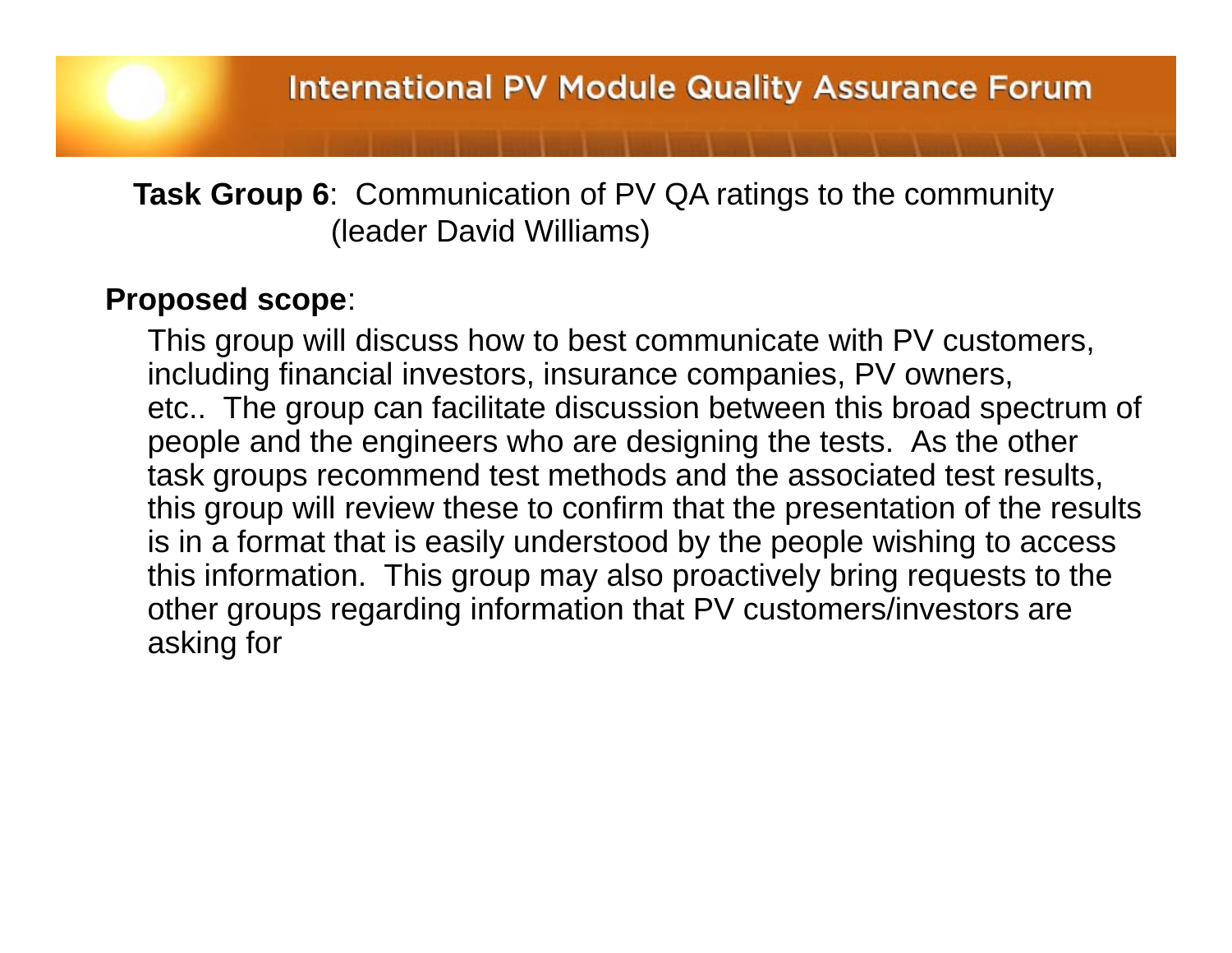**Task Group 6**: Communication of PV QA ratings to the community (leader David Williams)

**Proposed scope**:

This group will discuss how to best communicate with PV customers, including financial investors, insurance companies, PV owners, etc.. The group can facilitate discussion between this broad spectrum of people and the engineers who are designing the tests. As the other task groups recommend test methods and the associated test results, this group will review these to confirm that the presentation of the results is in a format that is easily understood by the people wishing to access this information. This group may also proactively bring requests to the other groups regarding information that PV customers/investors are asking for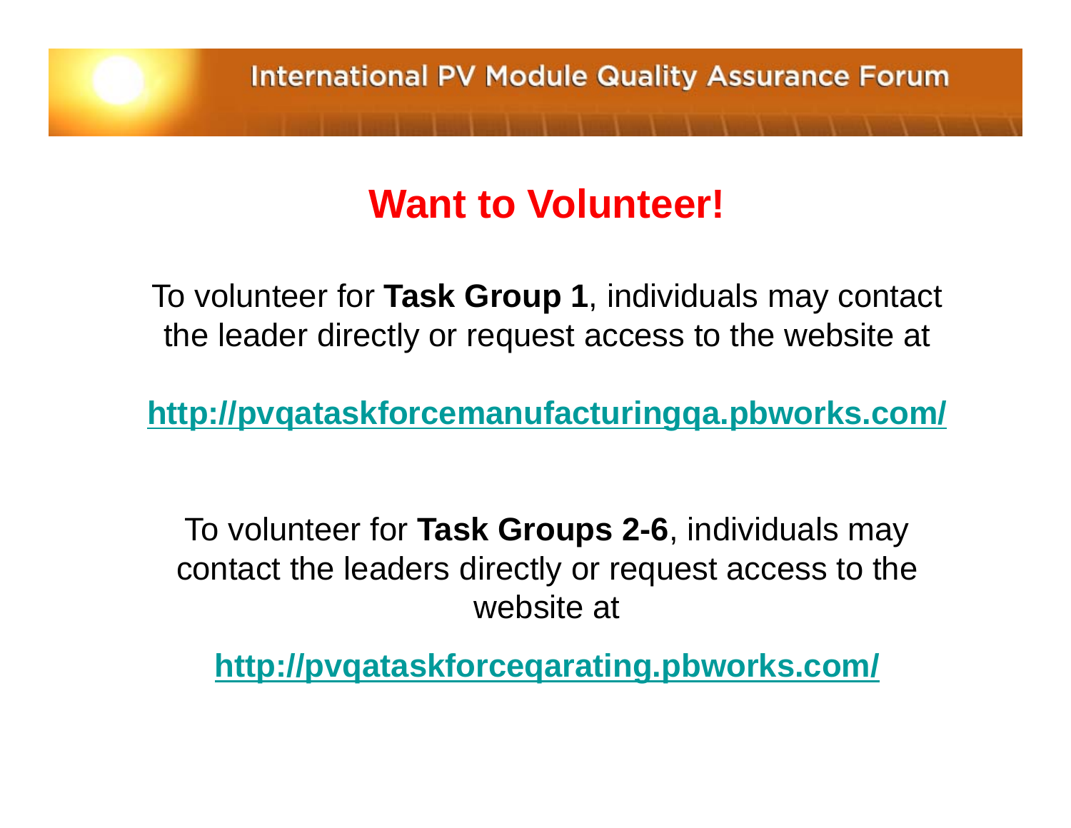## Want to Volunteer!

To volunteer for **Task Group 1**, individuals may contact the leader directly or request access to the website at

**http://pvqataskforcemanufacturingqa.pbworks.com/**

To volunteer for **Task Groups 2-6**, individuals may contact the leaders directly or request access to the website at

**http://pvqataskforceqarating.pbworks.com/**